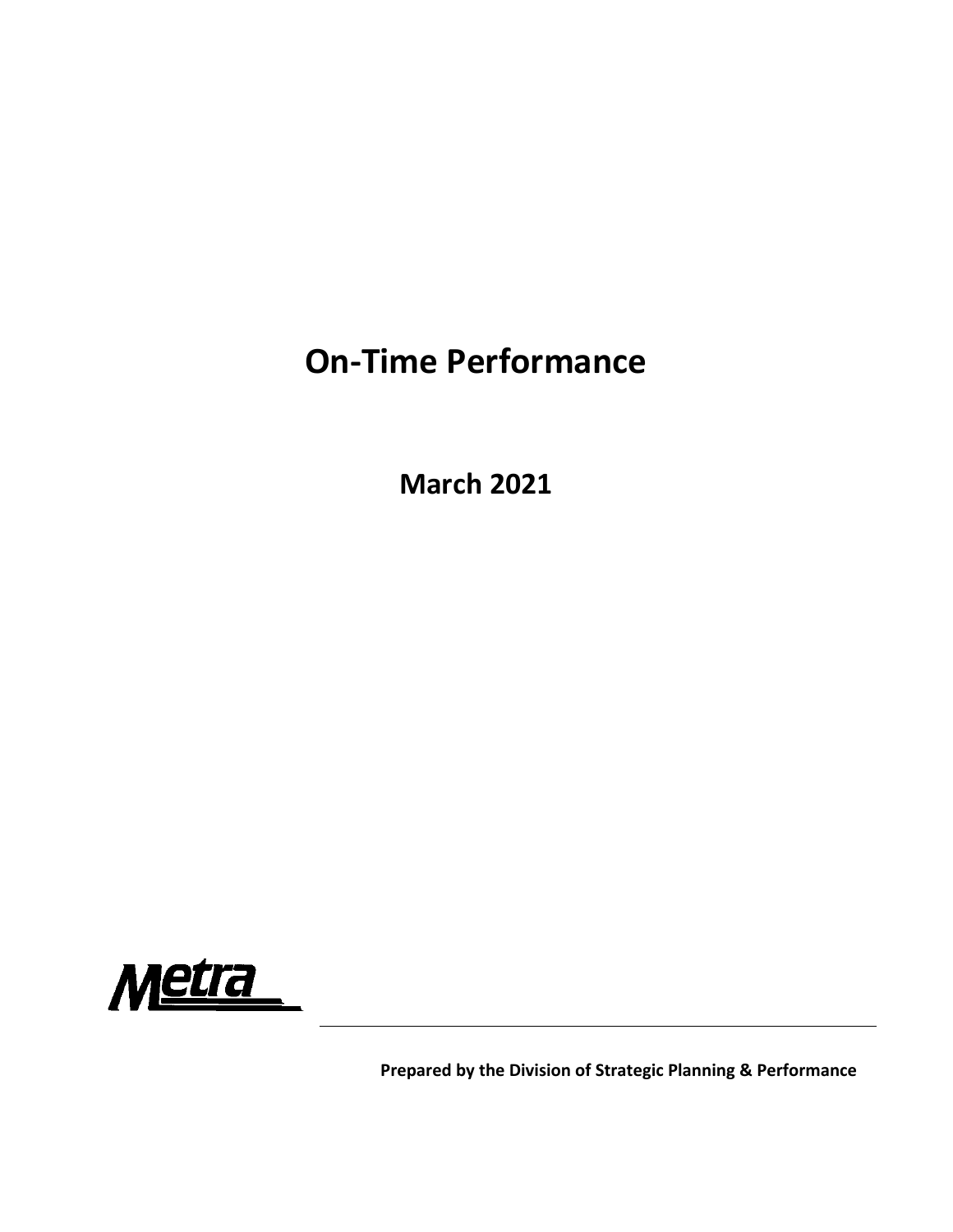# On-Time Performance

## March 2021

Metra

**Prepared by the Division of Strategic Planning & Performance**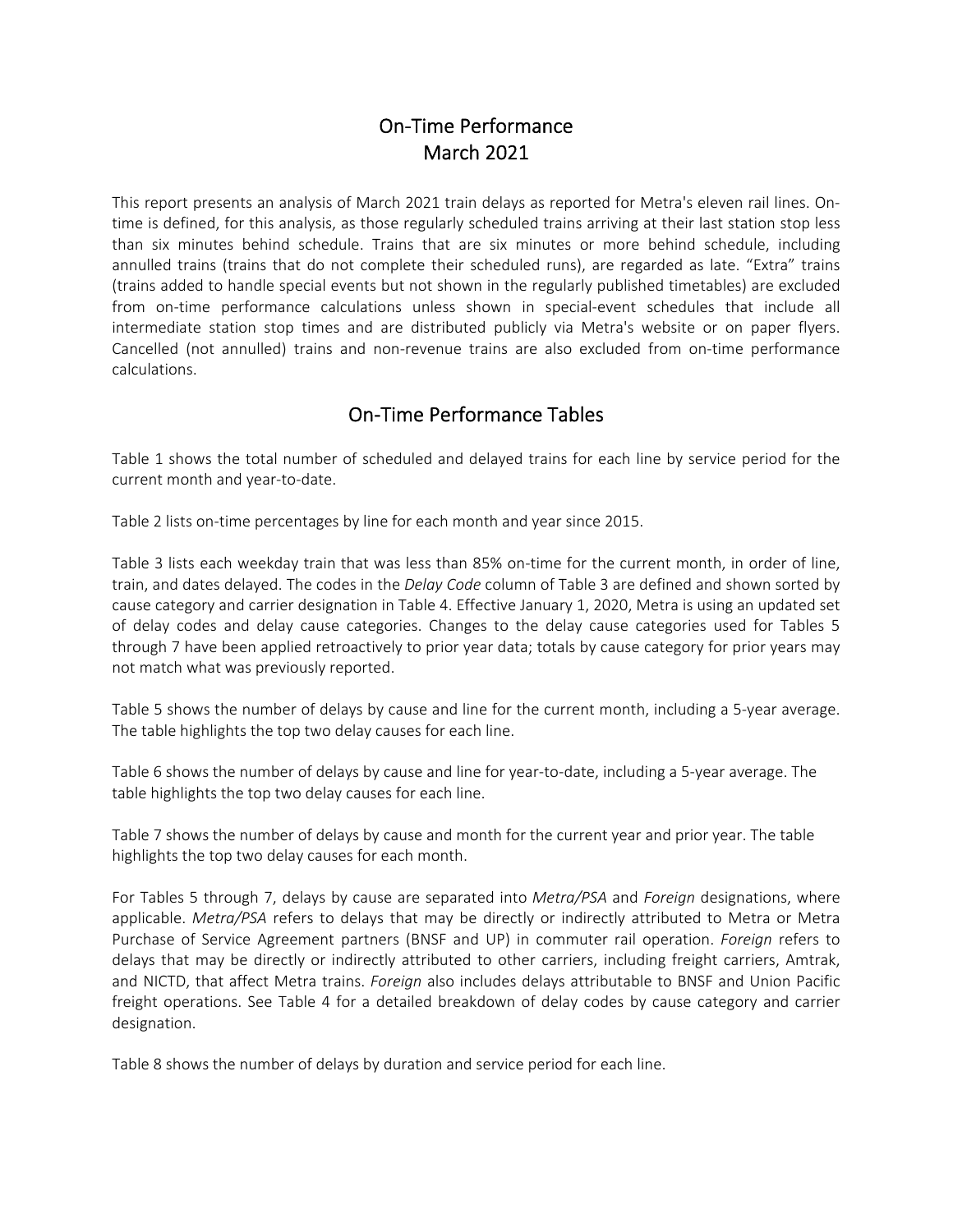# On-Time Performance
# March 2021

This report presents an analysis of March 2021 train delays as reported for Metra's eleven rail lines. On-time is defined, for this analysis, as those regularly scheduled trains arriving at their last station stop less than six minutes behind schedule. Trains that are six minutes or more behind schedule, including annulled trains (trains that do not complete their scheduled runs), are regarded as late. "Extra" trains (trains added to handle special events but not shown in the regularly published timetables) are excluded from on-time performance calculations unless shown in special-event schedules that include all intermediate station stop times and are distributed publicly via Metra's website or on paper flyers. Cancelled (not annulled) trains and non-revenue trains are also excluded from on-time performance calculations.

## On-Time Performance Tables

Table 1 shows the total number of scheduled and delayed trains for each line by service period for the current month and year-to-date.

Table 2 lists on-time percentages by line for each month and year since 2015.

Table 3 lists each weekday train that was less than 85% on-time for the current month, in order of line, train, and dates delayed. The codes in the *Delay Code* column of Table 3 are defined and shown sorted by cause category and carrier designation in Table 4. Effective January 1, 2020, Metra is using an updated set of delay codes and delay cause categories. Changes to the delay cause categories used for Tables 5 through 7 have been applied retroactively to prior year data; totals by cause category for prior years may not match what was previously reported.

Table 5 shows the number of delays by cause and line for the current month, including a 5-year average. The table highlights the top two delay causes for each line.

Table 6 shows the number of delays by cause and line for year-to-date, including a 5-year average. The table highlights the top two delay causes for each line.

Table 7 shows the number of delays by cause and month for the current year and prior year. The table highlights the top two delay causes for each month.

For Tables 5 through 7, delays by cause are separated into *Metra/PSA* and *Foreign* designations, where applicable. *Metra/PSA* refers to delays that may be directly or indirectly attributed to Metra or Metra Purchase of Service Agreement partners (BNSF and UP) in commuter rail operation. *Foreign* refers to delays that may be directly or indirectly attributed to other carriers, including freight carriers, Amtrak, and NICTD, that affect Metra trains. *Foreign* also includes delays attributable to BNSF and Union Pacific freight operations. See Table 4 for a detailed breakdown of delay codes by cause category and carrier designation.

Table 8 shows the number of delays by duration and service period for each line.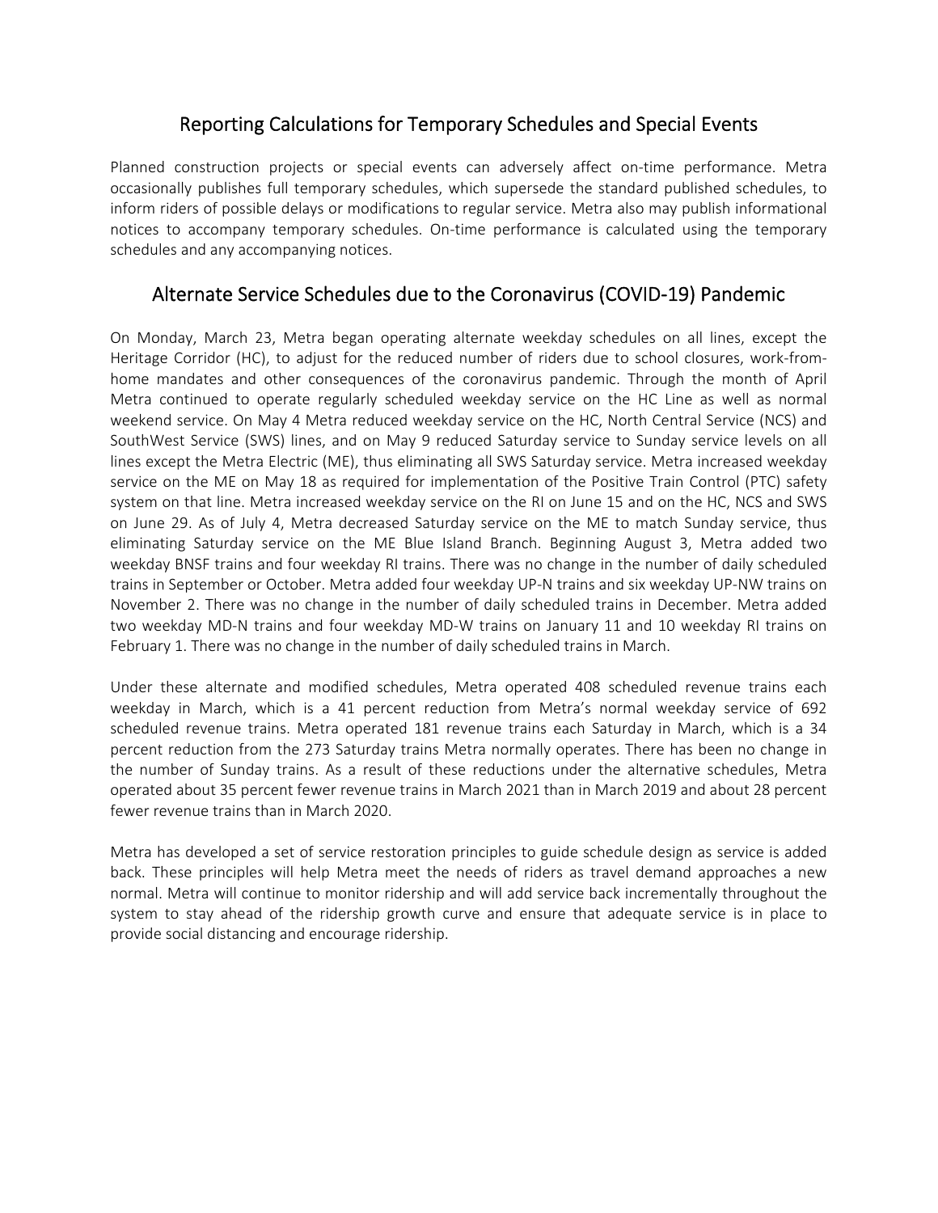## Reporting Calculations for Temporary Schedules and Special Events

Planned construction projects or special events can adversely affect on-time performance. Metra occasionally publishes full temporary schedules, which supersede the standard published schedules, to inform riders of possible delays or modifications to regular service. Metra also may publish informational notices to accompany temporary schedules. On-time performance is calculated using the temporary schedules and any accompanying notices.

## Alternate Service Schedules due to the Coronavirus (COVID-19) Pandemic

On Monday, March 23, Metra began operating alternate weekday schedules on all lines, except the Heritage Corridor (HC), to adjust for the reduced number of riders due to school closures, work-from-home mandates and other consequences of the coronavirus pandemic. Through the month of April Metra continued to operate regularly scheduled weekday service on the HC Line as well as normal weekend service. On May 4 Metra reduced weekday service on the HC, North Central Service (NCS) and SouthWest Service (SWS) lines, and on May 9 reduced Saturday service to Sunday service levels on all lines except the Metra Electric (ME), thus eliminating all SWS Saturday service. Metra increased weekday service on the ME on May 18 as required for implementation of the Positive Train Control (PTC) safety system on that line. Metra increased weekday service on the RI on June 15 and on the HC, NCS and SWS on June 29. As of July 4, Metra decreased Saturday service on the ME to match Sunday service, thus eliminating Saturday service on the ME Blue Island Branch. Beginning August 3, Metra added two weekday BNSF trains and four weekday RI trains. There was no change in the number of daily scheduled trains in September or October. Metra added four weekday UP-N trains and six weekday UP-NW trains on November 2. There was no change in the number of daily scheduled trains in December. Metra added two weekday MD-N trains and four weekday MD-W trains on January 11 and 10 weekday RI trains on February 1. There was no change in the number of daily scheduled trains in March.

Under these alternate and modified schedules, Metra operated 408 scheduled revenue trains each weekday in March, which is a 41 percent reduction from Metra's normal weekday service of 692 scheduled revenue trains. Metra operated 181 revenue trains each Saturday in March, which is a 34 percent reduction from the 273 Saturday trains Metra normally operates. There has been no change in the number of Sunday trains. As a result of these reductions under the alternative schedules, Metra operated about 35 percent fewer revenue trains in March 2021 than in March 2019 and about 28 percent fewer revenue trains than in March 2020.

Metra has developed a set of service restoration principles to guide schedule design as service is added back. These principles will help Metra meet the needs of riders as travel demand approaches a new normal. Metra will continue to monitor ridership and will add service back incrementally throughout the system to stay ahead of the ridership growth curve and ensure that adequate service is in place to provide social distancing and encourage ridership.